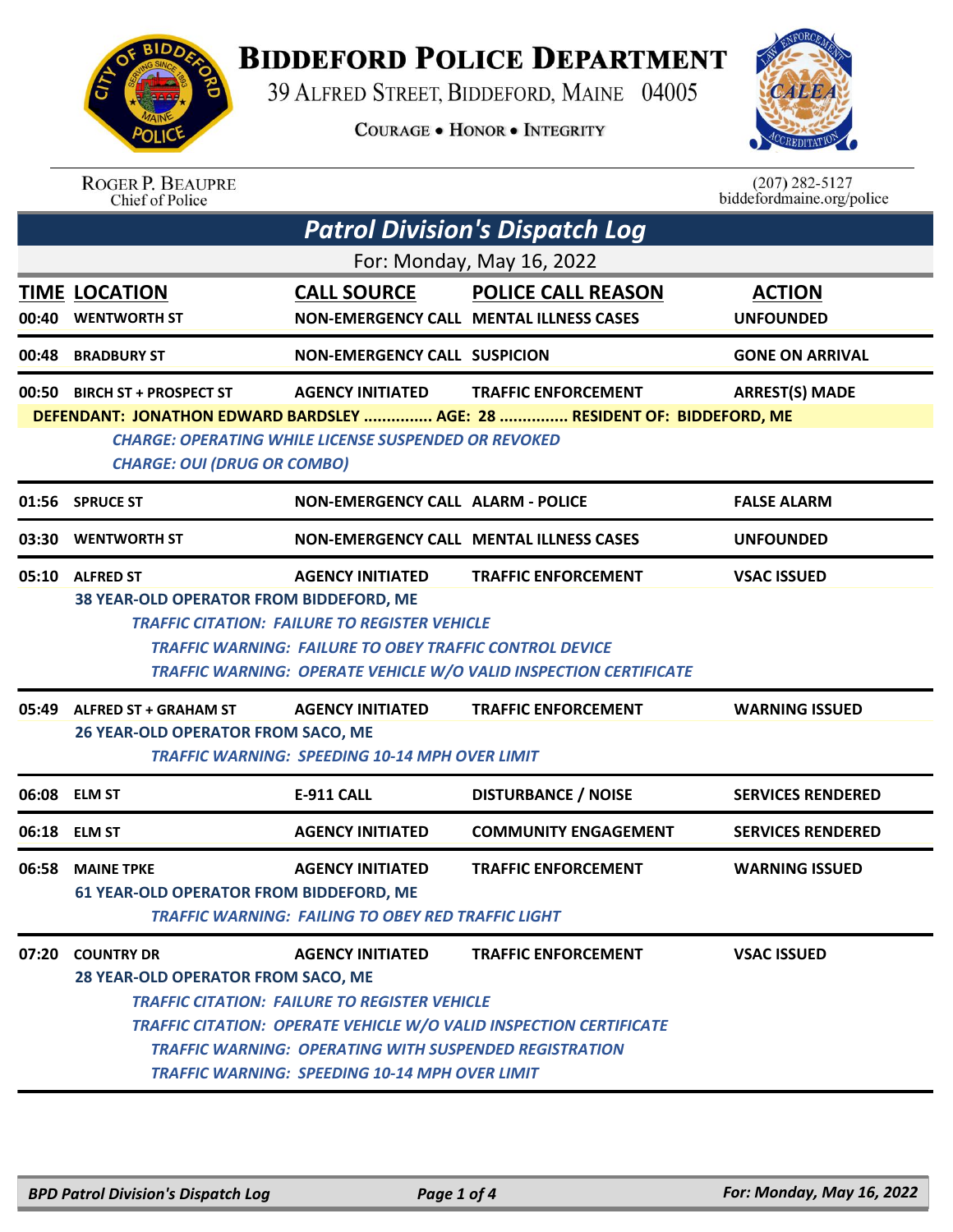# BIDDEFORD POLICE DEPARTMENT

39 ALFRED STREET, BIDDEFORD, MAINE 04005

COURAGE • HONOR • INTEGRITY

ROGER P. BEAUPRE
Chief of Police

(207) 282-5127
biddefordmaine.org/police

## Patrol Division's Dispatch Log

For: Monday, May 16, 2022

| TIME | LOCATION | CALL SOURCE | POLICE CALL REASON | ACTION |
|---|---|---|---|---|
| 00:40 | WENTWORTH ST | NON-EMERGENCY CALL | MENTAL ILLNESS CASES | UNFOUNDED |
| 00:48 | BRADBURY ST | NON-EMERGENCY CALL | SUSPICION | GONE ON ARRIVAL |
| 00:50 | BIRCH ST + PROSPECT ST | AGENCY INITIATED | TRAFFIC ENFORCEMENT | ARREST(S) MADE |

**DEFENDANT: JONATHON EDWARD BARDSLEY ............... AGE: 28 ............... RESIDENT OF: BIDDEFORD, ME**

*CHARGE: OPERATING WHILE LICENSE SUSPENDED OR REVOKED*
*CHARGE: OUI (DRUG OR COMBO)*

| TIME | LOCATION | CALL SOURCE | POLICE CALL REASON | ACTION |
|---|---|---|---|---|
| 01:56 | SPRUCE ST | NON-EMERGENCY CALL | ALARM - POLICE | FALSE ALARM |
| 03:30 | WENTWORTH ST | NON-EMERGENCY CALL | MENTAL ILLNESS CASES | UNFOUNDED |
| 05:10 | ALFRED ST | AGENCY INITIATED | TRAFFIC ENFORCEMENT | VSAC ISSUED |

**38 YEAR-OLD OPERATOR FROM BIDDEFORD, ME**

*TRAFFIC CITATION: FAILURE TO REGISTER VEHICLE*
*TRAFFIC WARNING: FAILURE TO OBEY TRAFFIC CONTROL DEVICE*
*TRAFFIC WARNING: OPERATE VEHICLE W/O VALID INSPECTION CERTIFICATE*

| TIME | LOCATION | CALL SOURCE | POLICE CALL REASON | ACTION |
|---|---|---|---|---|
| 05:49 | ALFRED ST + GRAHAM ST | AGENCY INITIATED | TRAFFIC ENFORCEMENT | WARNING ISSUED |

**26 YEAR-OLD OPERATOR FROM SACO, ME**

*TRAFFIC WARNING: SPEEDING 10-14 MPH OVER LIMIT*

| TIME | LOCATION | CALL SOURCE | POLICE CALL REASON | ACTION |
|---|---|---|---|---|
| 06:08 | ELM ST | E-911 CALL | DISTURBANCE / NOISE | SERVICES RENDERED |
| 06:18 | ELM ST | AGENCY INITIATED | COMMUNITY ENGAGEMENT | SERVICES RENDERED |
| 06:58 | MAINE TPKE | AGENCY INITIATED | TRAFFIC ENFORCEMENT | WARNING ISSUED |

**61 YEAR-OLD OPERATOR FROM BIDDEFORD, ME**

*TRAFFIC WARNING: FAILING TO OBEY RED TRAFFIC LIGHT*

| TIME | LOCATION | CALL SOURCE | POLICE CALL REASON | ACTION |
|---|---|---|---|---|
| 07:20 | COUNTRY DR | AGENCY INITIATED | TRAFFIC ENFORCEMENT | VSAC ISSUED |

**28 YEAR-OLD OPERATOR FROM SACO, ME**

*TRAFFIC CITATION: FAILURE TO REGISTER VEHICLE*
*TRAFFIC CITATION: OPERATE VEHICLE W/O VALID INSPECTION CERTIFICATE*
*TRAFFIC WARNING: OPERATING WITH SUSPENDED REGISTRATION*
*TRAFFIC WARNING: SPEEDING 10-14 MPH OVER LIMIT*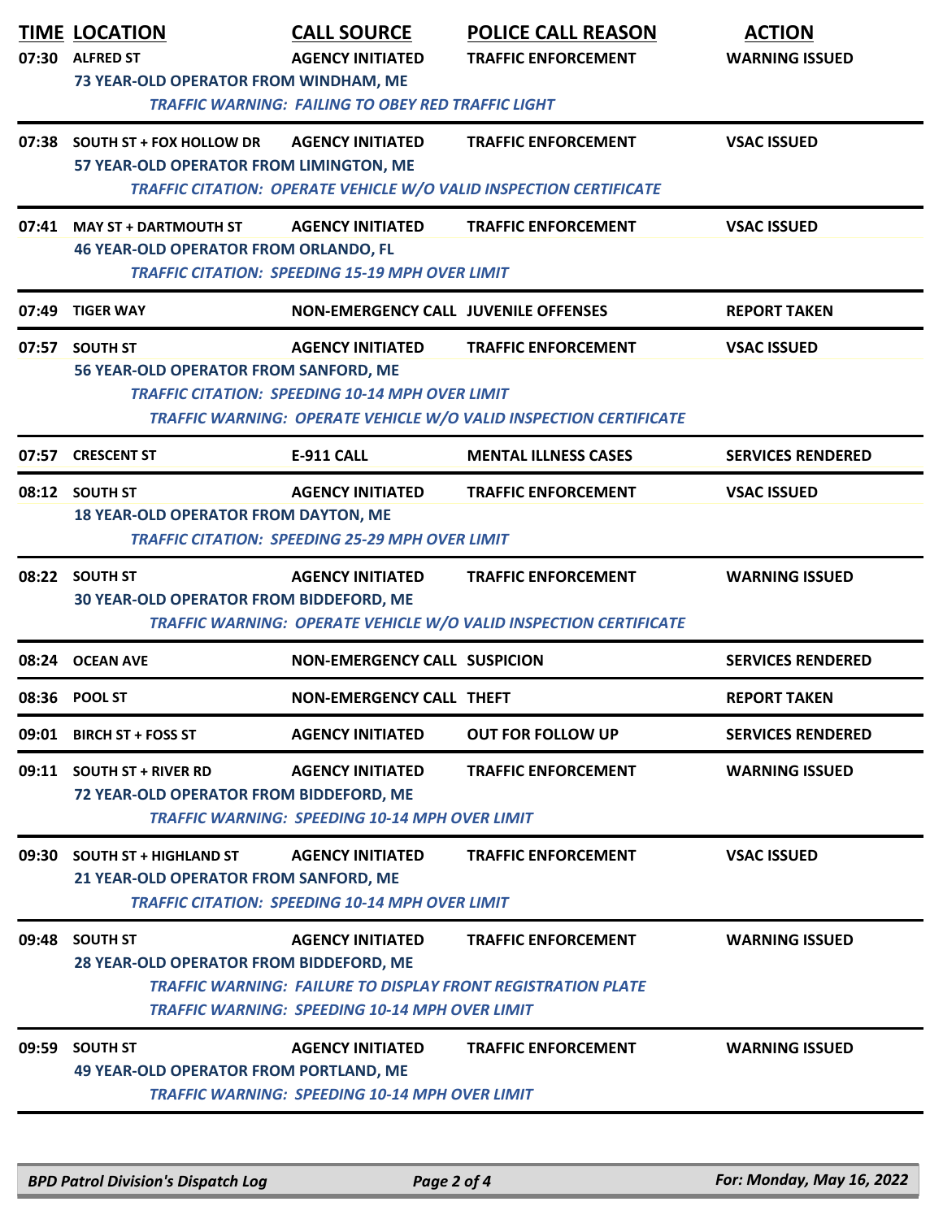| TIME | LOCATION | CALL SOURCE | POLICE CALL REASON | ACTION |
|---|---|---|---|---|
| 07:30 | ALFRED ST | AGENCY INITIATED | TRAFFIC ENFORCEMENT | WARNING ISSUED |
| | 73 YEAR-OLD OPERATOR FROM WINDHAM, ME | | | |
| | *TRAFFIC WARNING: FAILING TO OBEY RED TRAFFIC LIGHT* | | | |
| 07:38 | SOUTH ST + FOX HOLLOW DR | AGENCY INITIATED | TRAFFIC ENFORCEMENT | VSAC ISSUED |
| | 57 YEAR-OLD OPERATOR FROM LIMINGTON, ME | | | |
| | *TRAFFIC CITATION: OPERATE VEHICLE W/O VALID INSPECTION CERTIFICATE* | | | |
| 07:41 | MAY ST + DARTMOUTH ST | AGENCY INITIATED | TRAFFIC ENFORCEMENT | VSAC ISSUED |
| | 46 YEAR-OLD OPERATOR FROM ORLANDO, FL | | | |
| | *TRAFFIC CITATION: SPEEDING 15-19 MPH OVER LIMIT* | | | |
| 07:49 | TIGER WAY | NON-EMERGENCY CALL | JUVENILE OFFENSES | REPORT TAKEN |
| 07:57 | SOUTH ST | AGENCY INITIATED | TRAFFIC ENFORCEMENT | VSAC ISSUED |
| | 56 YEAR-OLD OPERATOR FROM SANFORD, ME | | | |
| | *TRAFFIC CITATION: SPEEDING 10-14 MPH OVER LIMIT* | | | |
| | *TRAFFIC WARNING: OPERATE VEHICLE W/O VALID INSPECTION CERTIFICATE* | | | |
| 07:57 | CRESCENT ST | E-911 CALL | MENTAL ILLNESS CASES | SERVICES RENDERED |
| 08:12 | SOUTH ST | AGENCY INITIATED | TRAFFIC ENFORCEMENT | VSAC ISSUED |
| | 18 YEAR-OLD OPERATOR FROM DAYTON, ME | | | |
| | *TRAFFIC CITATION: SPEEDING 25-29 MPH OVER LIMIT* | | | |
| 08:22 | SOUTH ST | AGENCY INITIATED | TRAFFIC ENFORCEMENT | WARNING ISSUED |
| | 30 YEAR-OLD OPERATOR FROM BIDDEFORD, ME | | | |
| | *TRAFFIC WARNING: OPERATE VEHICLE W/O VALID INSPECTION CERTIFICATE* | | | |
| 08:24 | OCEAN AVE | NON-EMERGENCY CALL | SUSPICION | SERVICES RENDERED |
| 08:36 | POOL ST | NON-EMERGENCY CALL | THEFT | REPORT TAKEN |
| 09:01 | BIRCH ST + FOSS ST | AGENCY INITIATED | OUT FOR FOLLOW UP | SERVICES RENDERED |
| 09:11 | SOUTH ST + RIVER RD | AGENCY INITIATED | TRAFFIC ENFORCEMENT | WARNING ISSUED |
| | 72 YEAR-OLD OPERATOR FROM BIDDEFORD, ME | | | |
| | *TRAFFIC WARNING: SPEEDING 10-14 MPH OVER LIMIT* | | | |
| 09:30 | SOUTH ST + HIGHLAND ST | AGENCY INITIATED | TRAFFIC ENFORCEMENT | VSAC ISSUED |
| | 21 YEAR-OLD OPERATOR FROM SANFORD, ME | | | |
| | *TRAFFIC CITATION: SPEEDING 10-14 MPH OVER LIMIT* | | | |
| 09:48 | SOUTH ST | AGENCY INITIATED | TRAFFIC ENFORCEMENT | WARNING ISSUED |
| | 28 YEAR-OLD OPERATOR FROM BIDDEFORD, ME | | | |
| | *TRAFFIC WARNING: FAILURE TO DISPLAY FRONT REGISTRATION PLATE* | | | |
| | *TRAFFIC WARNING: SPEEDING 10-14 MPH OVER LIMIT* | | | |
| 09:59 | SOUTH ST | AGENCY INITIATED | TRAFFIC ENFORCEMENT | WARNING ISSUED |
| | 49 YEAR-OLD OPERATOR FROM PORTLAND, ME | | | |
| | *TRAFFIC WARNING: SPEEDING 10-14 MPH OVER LIMIT* | | | |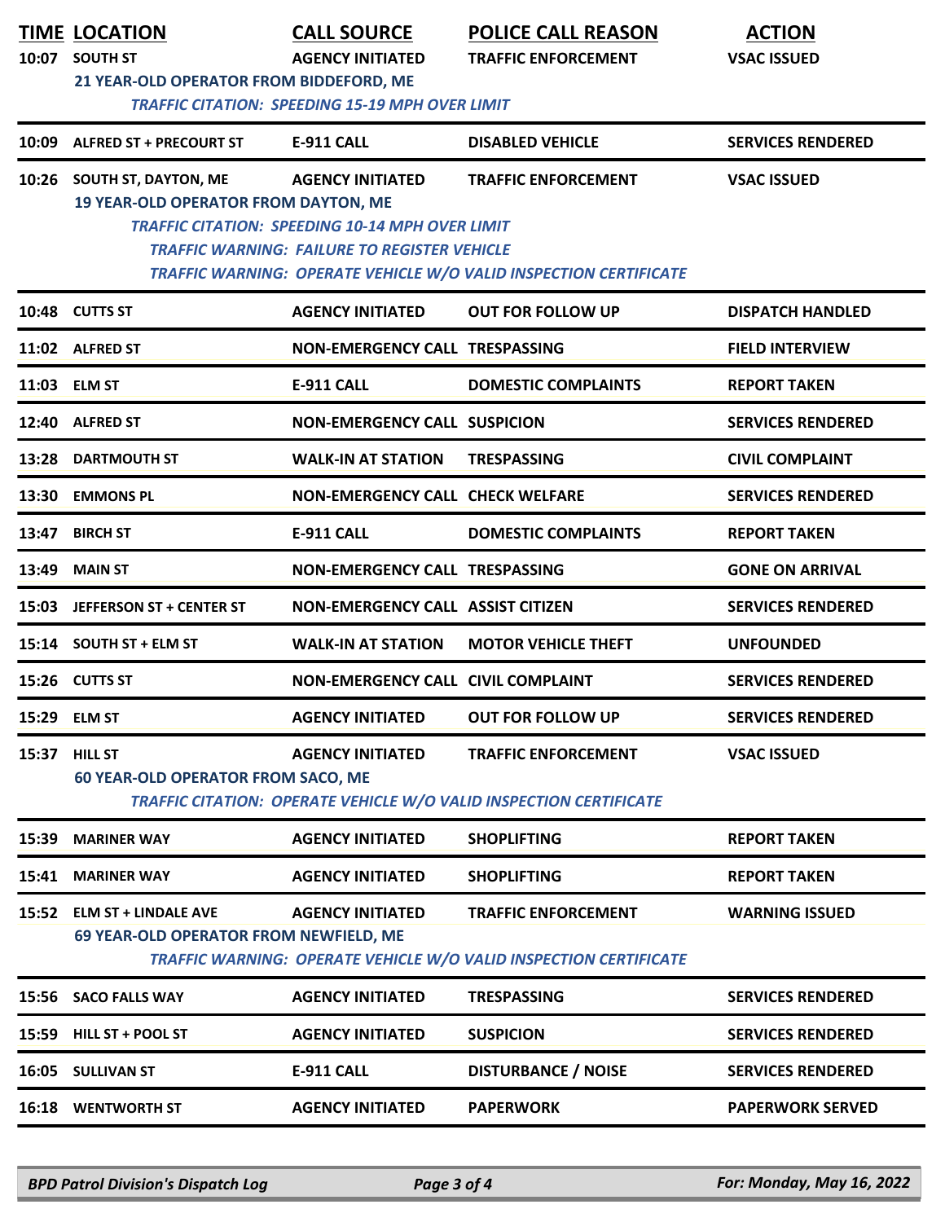| TIME | LOCATION | CALL SOURCE | POLICE CALL REASON | ACTION |
|---|---|---|---|---|
| 10:07 | SOUTH ST | AGENCY INITIATED | TRAFFIC ENFORCEMENT | VSAC ISSUED |
| | 21 YEAR-OLD OPERATOR FROM BIDDEFORD, ME | | | |
| | *TRAFFIC CITATION: SPEEDING 15-19 MPH OVER LIMIT* | | | |
| 10:09 | ALFRED ST + PRECOURT ST | E-911 CALL | DISABLED VEHICLE | SERVICES RENDERED |
| 10:26 | SOUTH ST, DAYTON, ME | AGENCY INITIATED | TRAFFIC ENFORCEMENT | VSAC ISSUED |
| | 19 YEAR-OLD OPERATOR FROM DAYTON, ME | | | |
| | *TRAFFIC CITATION: SPEEDING 10-14 MPH OVER LIMIT* | | | |
| | *TRAFFIC WARNING: FAILURE TO REGISTER VEHICLE* | | | |
| | *TRAFFIC WARNING: OPERATE VEHICLE W/O VALID INSPECTION CERTIFICATE* | | | |
| 10:48 | CUTTS ST | AGENCY INITIATED | OUT FOR FOLLOW UP | DISPATCH HANDLED |
| 11:02 | ALFRED ST | NON-EMERGENCY CALL | TRESPASSING | FIELD INTERVIEW |
| 11:03 | ELM ST | E-911 CALL | DOMESTIC COMPLAINTS | REPORT TAKEN |
| 12:40 | ALFRED ST | NON-EMERGENCY CALL | SUSPICION | SERVICES RENDERED |
| 13:28 | DARTMOUTH ST | WALK-IN AT STATION | TRESPASSING | CIVIL COMPLAINT |
| 13:30 | EMMONS PL | NON-EMERGENCY CALL | CHECK WELFARE | SERVICES RENDERED |
| 13:47 | BIRCH ST | E-911 CALL | DOMESTIC COMPLAINTS | REPORT TAKEN |
| 13:49 | MAIN ST | NON-EMERGENCY CALL | TRESPASSING | GONE ON ARRIVAL |
| 15:03 | JEFFERSON ST + CENTER ST | NON-EMERGENCY CALL | ASSIST CITIZEN | SERVICES RENDERED |
| 15:14 | SOUTH ST + ELM ST | WALK-IN AT STATION | MOTOR VEHICLE THEFT | UNFOUNDED |
| 15:26 | CUTTS ST | NON-EMERGENCY CALL | CIVIL COMPLAINT | SERVICES RENDERED |
| 15:29 | ELM ST | AGENCY INITIATED | OUT FOR FOLLOW UP | SERVICES RENDERED |
| 15:37 | HILL ST | AGENCY INITIATED | TRAFFIC ENFORCEMENT | VSAC ISSUED |
| | 60 YEAR-OLD OPERATOR FROM SACO, ME | | | |
| | *TRAFFIC CITATION: OPERATE VEHICLE W/O VALID INSPECTION CERTIFICATE* | | | |
| 15:39 | MARINER WAY | AGENCY INITIATED | SHOPLIFTING | REPORT TAKEN |
| 15:41 | MARINER WAY | AGENCY INITIATED | SHOPLIFTING | REPORT TAKEN |
| 15:52 | ELM ST + LINDALE AVE | AGENCY INITIATED | TRAFFIC ENFORCEMENT | WARNING ISSUED |
| | 69 YEAR-OLD OPERATOR FROM NEWFIELD, ME | | | |
| | *TRAFFIC WARNING: OPERATE VEHICLE W/O VALID INSPECTION CERTIFICATE* | | | |
| 15:56 | SACO FALLS WAY | AGENCY INITIATED | TRESPASSING | SERVICES RENDERED |
| 15:59 | HILL ST + POOL ST | AGENCY INITIATED | SUSPICION | SERVICES RENDERED |
| 16:05 | SULLIVAN ST | E-911 CALL | DISTURBANCE / NOISE | SERVICES RENDERED |
| 16:18 | WENTWORTH ST | AGENCY INITIATED | PAPERWORK | PAPERWORK SERVED |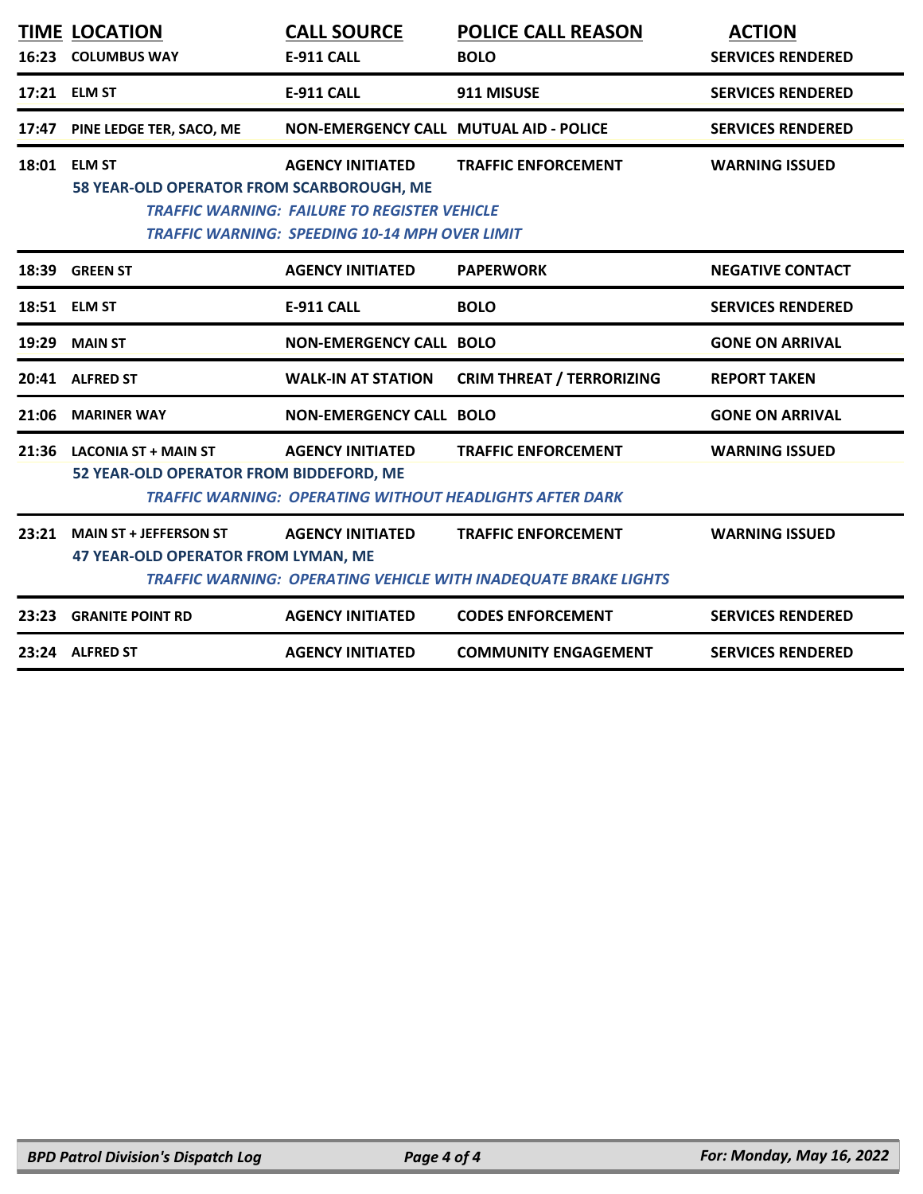| TIME | LOCATION | CALL SOURCE | POLICE CALL REASON | ACTION |
|---|---|---|---|---|
| 16:23 | COLUMBUS WAY | E-911 CALL | BOLO | SERVICES RENDERED |
| 17:21 | ELM ST | E-911 CALL | 911 MISUSE | SERVICES RENDERED |
| 17:47 | PINE LEDGE TER, SACO, ME | NON-EMERGENCY CALL | MUTUAL AID - POLICE | SERVICES RENDERED |
| 18:01 | ELM ST | AGENCY INITIATED | TRAFFIC ENFORCEMENT | WARNING ISSUED |
| | 58 YEAR-OLD OPERATOR FROM SCARBOROUGH, ME<br>*TRAFFIC WARNING: FAILURE TO REGISTER VEHICLE*<br>*TRAFFIC WARNING: SPEEDING 10-14 MPH OVER LIMIT* | | | |
| 18:39 | GREEN ST | AGENCY INITIATED | PAPERWORK | NEGATIVE CONTACT |
| 18:51 | ELM ST | E-911 CALL | BOLO | SERVICES RENDERED |
| 19:29 | MAIN ST | NON-EMERGENCY CALL | BOLO | GONE ON ARRIVAL |
| 20:41 | ALFRED ST | WALK-IN AT STATION | CRIM THREAT / TERRORIZING | REPORT TAKEN |
| 21:06 | MARINER WAY | NON-EMERGENCY CALL | BOLO | GONE ON ARRIVAL |
| 21:36 | LACONIA ST + MAIN ST | AGENCY INITIATED | TRAFFIC ENFORCEMENT | WARNING ISSUED |
| | 52 YEAR-OLD OPERATOR FROM BIDDEFORD, ME<br>*TRAFFIC WARNING: OPERATING WITHOUT HEADLIGHTS AFTER DARK* | | | |
| 23:21 | MAIN ST + JEFFERSON ST | AGENCY INITIATED | TRAFFIC ENFORCEMENT | WARNING ISSUED |
| | 47 YEAR-OLD OPERATOR FROM LYMAN, ME<br>*TRAFFIC WARNING: OPERATING VEHICLE WITH INADEQUATE BRAKE LIGHTS* | | | |
| 23:23 | GRANITE POINT RD | AGENCY INITIATED | CODES ENFORCEMENT | SERVICES RENDERED |
| 23:24 | ALFRED ST | AGENCY INITIATED | COMMUNITY ENGAGEMENT | SERVICES RENDERED |